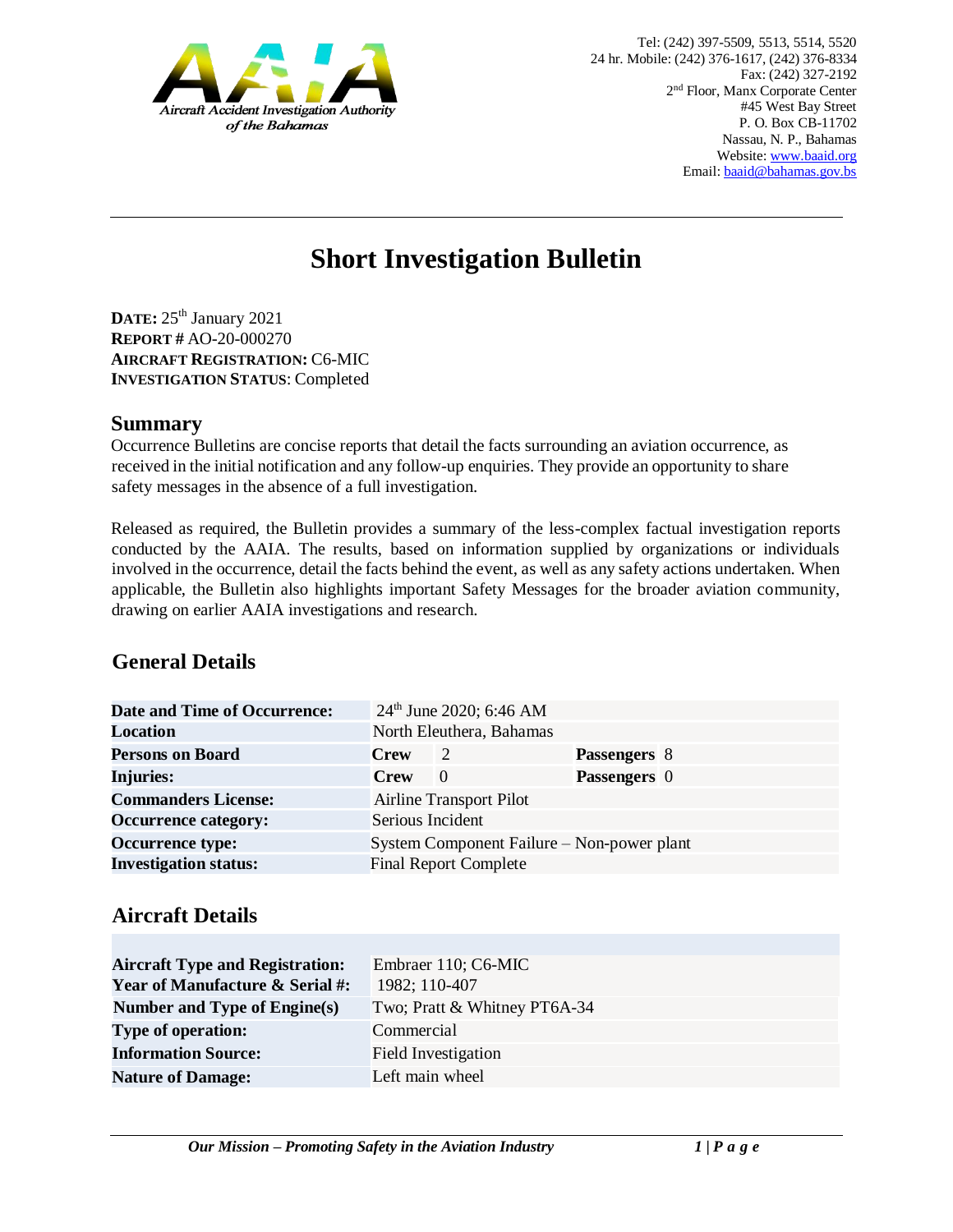Aircraft Accident Investigation Authority of the Bahamas

Tel: (242) 397-5509, 5513, 5514, 5520
24 hr. Mobile: (242) 376-1617, (242) 376-8334
Fax: (242) 327-2192
2nd Floor, Manx Corporate Center
#45 West Bay Street
P. O. Box CB-11702
Nassau, N. P., Bahamas
Website: www.baaid.org
Email: baaid@bahamas.gov.bs

# Short Investigation Bulletin

**DATE:** 25th January 2021
**REPORT #** AO-20-000270
**AIRCRAFT REGISTRATION:** C6-MIC
**INVESTIGATION STATUS**: Completed

## Summary

Occurrence Bulletins are concise reports that detail the facts surrounding an aviation occurrence, as received in the initial notification and any follow-up enquiries. They provide an opportunity to share safety messages in the absence of a full investigation.

Released as required, the Bulletin provides a summary of the less-complex factual investigation reports conducted by the AAIA. The results, based on information supplied by organizations or individuals involved in the occurrence, detail the facts behind the event, as well as any safety actions undertaken. When applicable, the Bulletin also highlights important Safety Messages for the broader aviation community, drawing on earlier AAIA investigations and research.

## General Details

| | | | | |
|---|---|---|---|---|
| **Date and Time of Occurrence:** | 24th June 2020; 6:46 AM | | | |
| **Location** | North Eleuthera, Bahamas | | | |
| **Persons on Board** | **Crew** | 2 | **Passengers** | 8 |
| **Injuries:** | **Crew** | 0 | **Passengers** | 0 |
| **Commanders License:** | Airline Transport Pilot | | | |
| **Occurrence category:** | Serious Incident | | | |
| **Occurrence type:** | System Component Failure – Non-power plant | | | |
| **Investigation status:** | Final Report Complete | | | |

## Aircraft Details

| | |
|---|---|
| **Aircraft Type and Registration:** | Embraer 110; C6-MIC |
| **Year of Manufacture & Serial #:** | 1982; 110-407 |
| **Number and Type of Engine(s)** | Two; Pratt & Whitney PT6A-34 |
| **Type of operation:** | Commercial |
| **Information Source:** | Field Investigation |
| **Nature of Damage:** | Left main wheel |

*Our Mission – Promoting Safety in the Aviation Industry*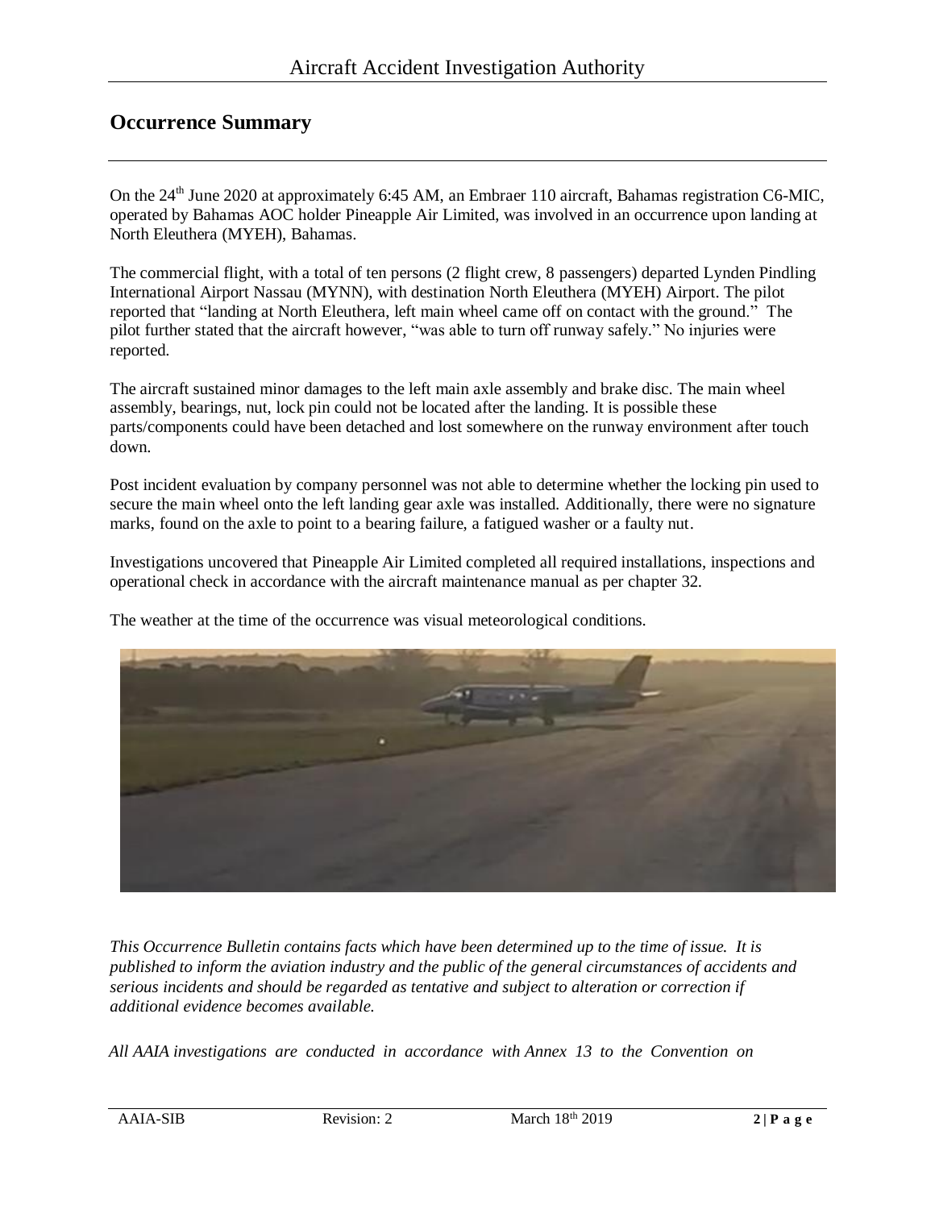## Occurrence Summary

On the 24th June 2020 at approximately 6:45 AM, an Embraer 110 aircraft, Bahamas registration C6-MIC, operated by Bahamas AOC holder Pineapple Air Limited, was involved in an occurrence upon landing at North Eleuthera (MYEH), Bahamas.

The commercial flight, with a total of ten persons (2 flight crew, 8 passengers) departed Lynden Pindling International Airport Nassau (MYNN), with destination North Eleuthera (MYEH) Airport. The pilot reported that "landing at North Eleuthera, left main wheel came off on contact with the ground." The pilot further stated that the aircraft however, "was able to turn off runway safely." No injuries were reported.

The aircraft sustained minor damages to the left main axle assembly and brake disc. The main wheel assembly, bearings, nut, lock pin could not be located after the landing. It is possible these parts/components could have been detached and lost somewhere on the runway environment after touch down.

Post incident evaluation by company personnel was not able to determine whether the locking pin used to secure the main wheel onto the left landing gear axle was installed. Additionally, there were no signature marks, found on the axle to point to a bearing failure, a fatigued washer or a faulty nut.

Investigations uncovered that Pineapple Air Limited completed all required installations, inspections and operational check in accordance with the aircraft maintenance manual as per chapter 32.

The weather at the time of the occurrence was visual meteorological conditions.

*This Occurrence Bulletin contains facts which have been determined up to the time of issue. It is published to inform the aviation industry and the public of the general circumstances of accidents and serious incidents and should be regarded as tentative and subject to alteration or correction if additional evidence becomes available.*

*All AAIA investigations are conducted in accordance with Annex 13 to the Convention on*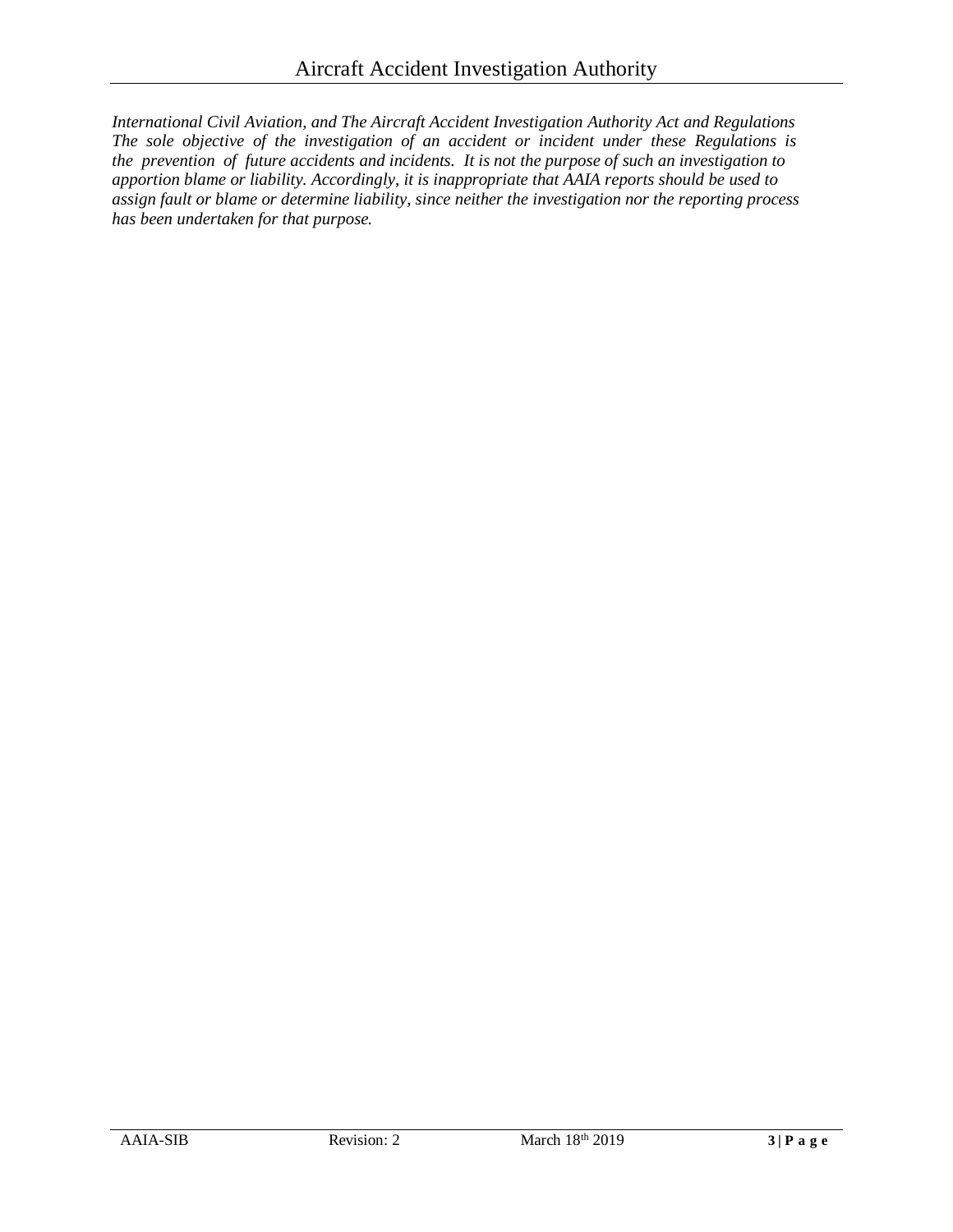*International Civil Aviation, and The Aircraft Accident Investigation Authority Act and Regulations The sole objective of the investigation of an accident or incident under these Regulations is the prevention of future accidents and incidents. It is not the purpose of such an investigation to apportion blame or liability. Accordingly, it is inappropriate that AAIA reports should be used to assign fault or blame or determine liability, since neither the investigation nor the reporting process has been undertaken for that purpose.*